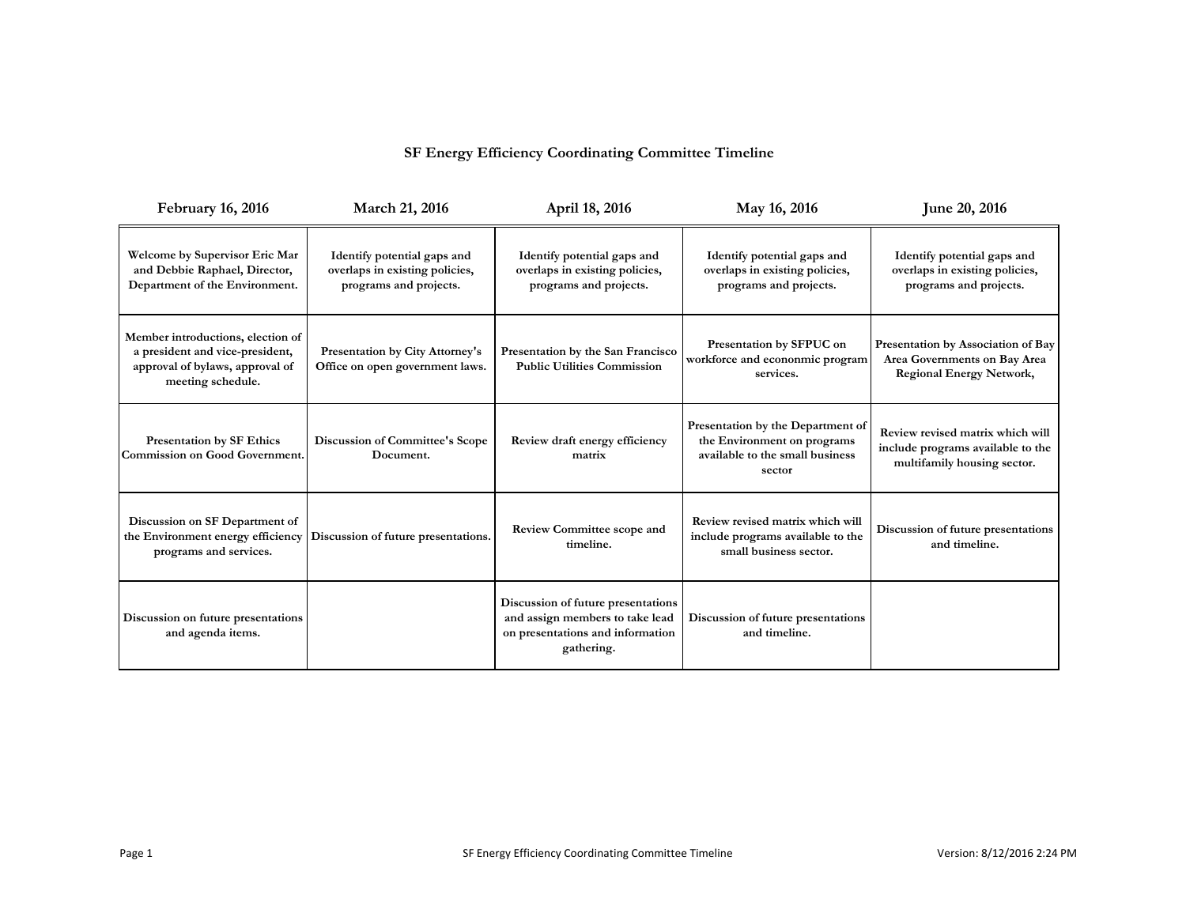# SF Energy Efficiency Coordinating Committee Timeline

| February 16, 2016 | March 21, 2016 | April 18, 2016 | May 16, 2016 | June 20, 2016 |
|---|---|---|---|---|
| **Welcome by Supervisor Eric Mar and Debbie Raphael, Director, Department of the Environment.** | **Identify potential gaps and overlaps in existing policies, programs and projects.** | **Identify potential gaps and overlaps in existing policies, programs and projects.** | **Identify potential gaps and overlaps in existing policies, programs and projects.** | **Identify potential gaps and overlaps in existing policies, programs and projects.** |
| **Member introductions, election of a president and vice-president, approval of bylaws, approval of meeting schedule.** | **Presentation by City Attorney's Office on open government laws.** | **Presentation by the San Francisco Public Utilities Commission** | **Presentation by SFPUC on workforce and econonmic program services.** | **Presentation by Association of Bay Area Governments on Bay Area Regional Energy Network,** |
| **Presentation by SF Ethics Commission on Good Government.** | **Discussion of Committee's Scope Document.** | **Review draft energy efficiency matrix** | **Presentation by the Department of the Environment on programs available to the small business sector** | **Review revised matrix which will include programs available to the multifamily housing sector.** |
| **Discussion on SF Department of the Environment energy efficiency programs and services.** | **Discussion of future presentations.** | **Review Committee scope and timeline.** | **Review revised matrix which will include programs available to the small business sector.** | **Discussion of future presentations and timeline.** |
| **Discussion on future presentations and agenda items.** | | **Discussion of future presentations and assign members to take lead on presentations and information gathering.** | **Discussion of future presentations and timeline.** | |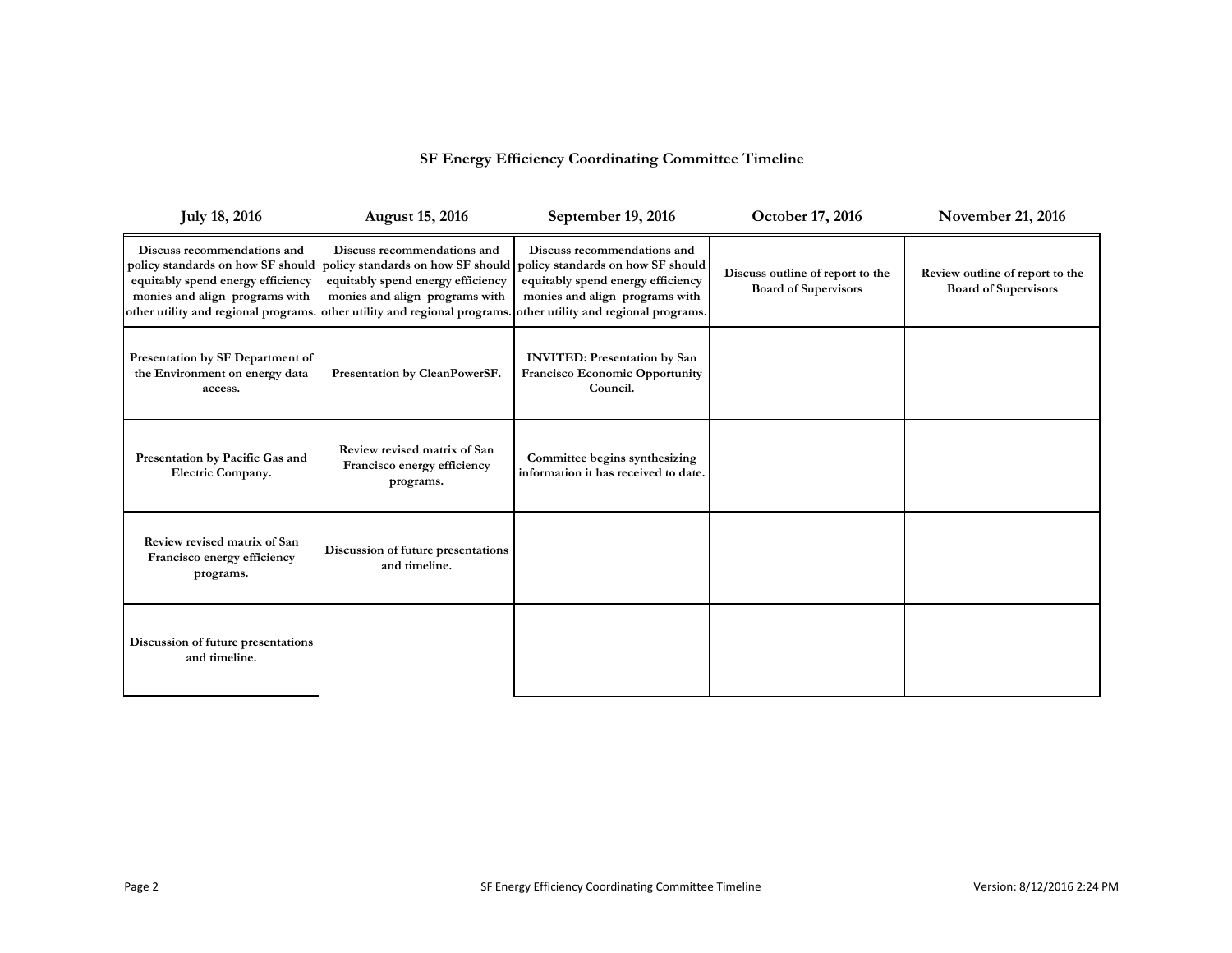# SF Energy Efficiency Coordinating Committee Timeline

| July 18, 2016 | August 15, 2016 | September 19, 2016 | October 17, 2016 | November 21, 2016 |
|---|---|---|---|---|
| **Discuss recommendations and policy standards on how SF should equitably spend energy efficiency monies and align programs with other utility and regional programs.** | **Discuss recommendations and policy standards on how SF should equitably spend energy efficiency monies and align programs with other utility and regional programs.** | **Discuss recommendations and policy standards on how SF should equitably spend energy efficiency monies and align programs with other utility and regional programs.** | **Discuss outline of report to the Board of Supervisors** | **Review outline of report to the Board of Supervisors** |
| **Presentation by SF Department of the Environment on energy data access.** | **Presentation by CleanPowerSF.** | **INVITED: Presentation by San Francisco Economic Opportunity Council.** | | |
| **Presentation by Pacific Gas and Electric Company.** | **Review revised matrix of San Francisco energy efficiency programs.** | **Committee begins synthesizing information it has received to date.** | | |
| **Review revised matrix of San Francisco energy efficiency programs.** | **Discussion of future presentations and timeline.** | | | |
| **Discussion of future presentations and timeline.** | | | | |

Version: 8/12/2016 2:24 PM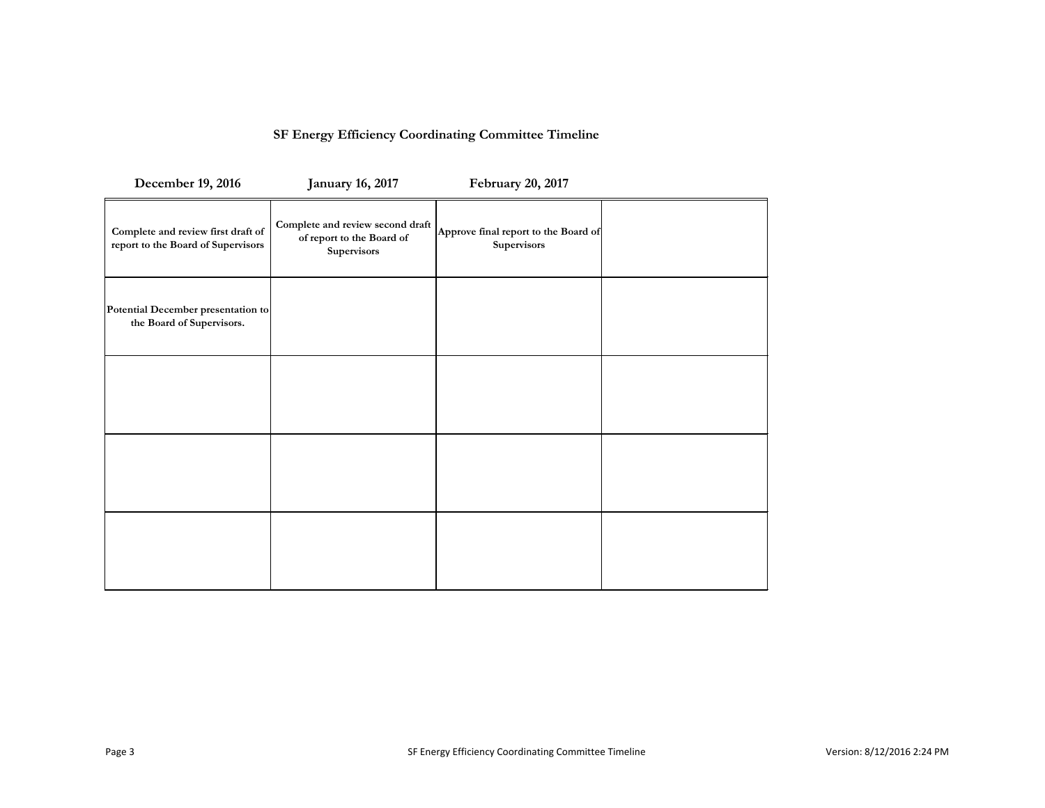**SF Energy Efficiency Coordinating Committee Timeline**

| December 19, 2016 | January 16, 2017 | February 20, 2017 | |
|---|---|---|---|
| Complete and review first draft of report to the Board of Supervisors | Complete and review second draft of report to the Board of Supervisors | Approve final report to the Board of Supervisors | |
| Potential December presentation to the Board of Supervisors. | | | |
| | | | |
| | | | |
| | | | |